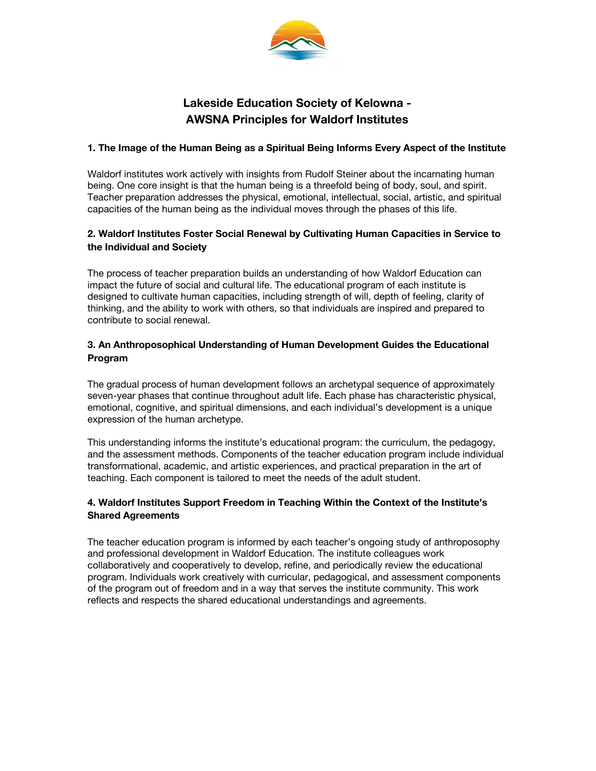# Lakeside Education Society of Kelowna - AWSNA Principles for Waldorf Institutes

### 1. The Image of the Human Being as a Spiritual Being Informs Every Aspect of the Institute

Waldorf institutes work actively with insights from Rudolf Steiner about the incarnating human being. One core insight is that the human being is a threefold being of body, soul, and spirit. Teacher preparation addresses the physical, emotional, intellectual, social, artistic, and spiritual capacities of the human being as the individual moves through the phases of this life.

### 2. Waldorf Institutes Foster Social Renewal by Cultivating Human Capacities in Service to the Individual and Society

The process of teacher preparation builds an understanding of how Waldorf Education can impact the future of social and cultural life. The educational program of each institute is designed to cultivate human capacities, including strength of will, depth of feeling, clarity of thinking, and the ability to work with others, so that individuals are inspired and prepared to contribute to social renewal.

### 3. An Anthroposophical Understanding of Human Development Guides the Educational Program

The gradual process of human development follows an archetypal sequence of approximately seven-year phases that continue throughout adult life. Each phase has characteristic physical, emotional, cognitive, and spiritual dimensions, and each individual's development is a unique expression of the human archetype.

This understanding informs the institute's educational program: the curriculum, the pedagogy, and the assessment methods. Components of the teacher education program include individual transformational, academic, and artistic experiences, and practical preparation in the art of teaching. Each component is tailored to meet the needs of the adult student.

### 4. Waldorf Institutes Support Freedom in Teaching Within the Context of the Institute's Shared Agreements

The teacher education program is informed by each teacher's ongoing study of anthroposophy and professional development in Waldorf Education. The institute colleagues work collaboratively and cooperatively to develop, refine, and periodically review the educational program. Individuals work creatively with curricular, pedagogical, and assessment components of the program out of freedom and in a way that serves the institute community. This work reflects and respects the shared educational understandings and agreements.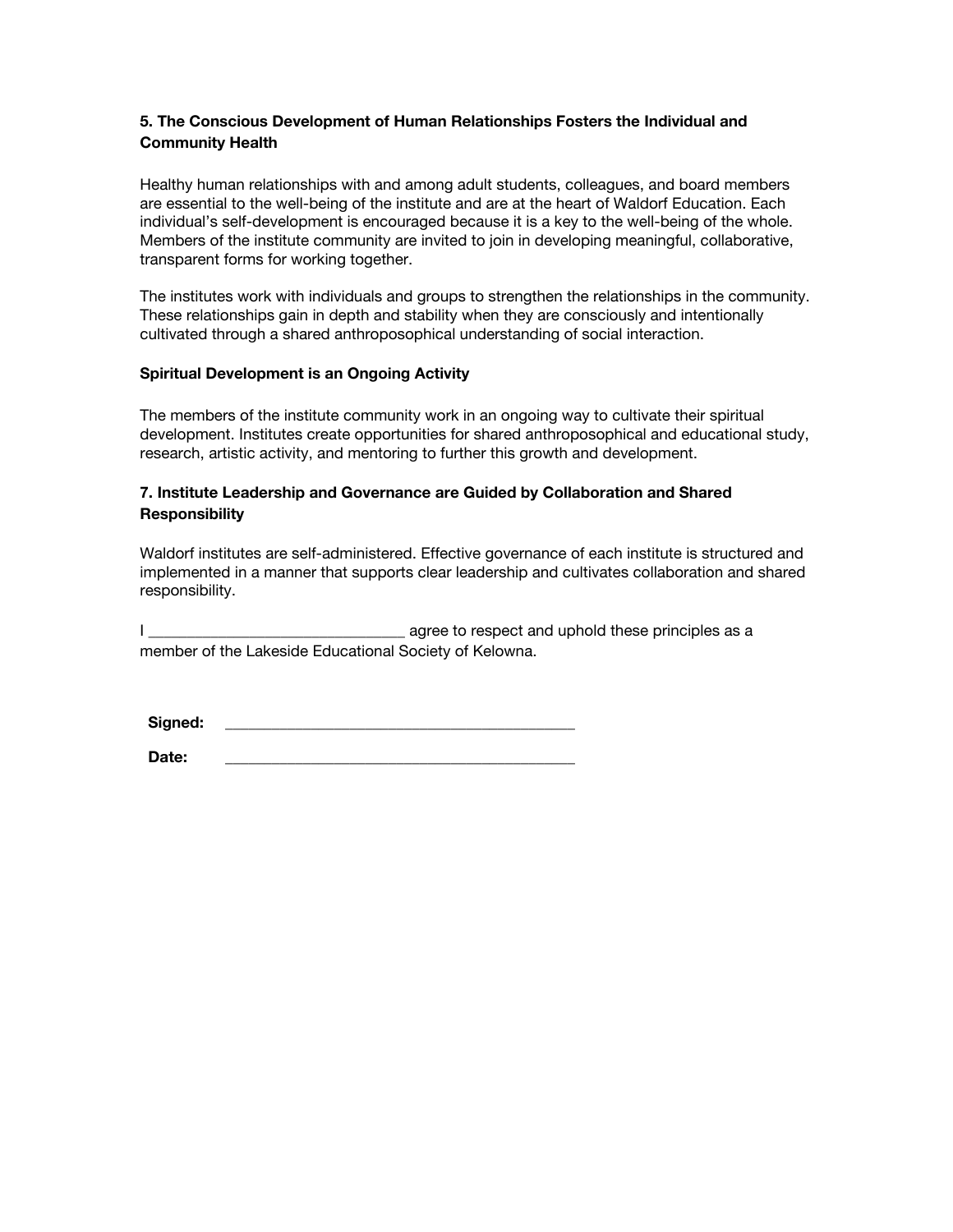### 5. The Conscious Development of Human Relationships Fosters the Individual and Community Health

Healthy human relationships with and among adult students, colleagues, and board members are essential to the well-being of the institute and are at the heart of Waldorf Education. Each individual's self-development is encouraged because it is a key to the well-being of the whole. Members of the institute community are invited to join in developing meaningful, collaborative, transparent forms for working together.

The institutes work with individuals and groups to strengthen the relationships in the community. These relationships gain in depth and stability when they are consciously and intentionally cultivated through a shared anthroposophical understanding of social interaction.

### Spiritual Development is an Ongoing Activity

The members of the institute community work in an ongoing way to cultivate their spiritual development. Institutes create opportunities for shared anthroposophical and educational study, research, artistic activity, and mentoring to further this growth and development.

### 7. Institute Leadership and Governance are Guided by Collaboration and Shared Responsibility

Waldorf institutes are self-administered. Effective governance of each institute is structured and implemented in a manner that supports clear leadership and cultivates collaboration and shared responsibility.

I _______________________________ agree to respect and uphold these principles as a member of the Lakeside Educational Society of Kelowna.

**Signed:** _________________________________________

**Date:** _________________________________________